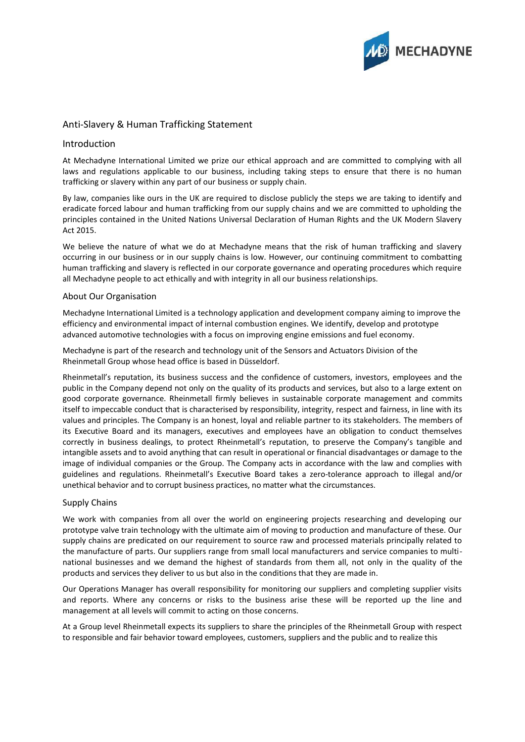# Anti-Slavery & Human Trafficking Statement

## Introduction

At Mechadyne International Limited we prize our ethical approach and are committed to complying with all laws and regulations applicable to our business, including taking steps to ensure that there is no human trafficking or slavery within any part of our business or supply chain.

By law, companies like ours in the UK are required to disclose publicly the steps we are taking to identify and eradicate forced labour and human trafficking from our supply chains and we are committed to upholding the principles contained in the United Nations Universal Declaration of Human Rights and the UK Modern Slavery Act 2015.

We believe the nature of what we do at Mechadyne means that the risk of human trafficking and slavery occurring in our business or in our supply chains is low. However, our continuing commitment to combatting human trafficking and slavery is reflected in our corporate governance and operating procedures which require all Mechadyne people to act ethically and with integrity in all our business relationships.

### About Our Organisation

Mechadyne International Limited is a technology application and development company aiming to improve the efficiency and environmental impact of internal combustion engines. We identify, develop and prototype advanced automotive technologies with a focus on improving engine emissions and fuel economy.

Mechadyne is part of the research and technology unit of the Sensors and Actuators Division of the Rheinmetall Group whose head office is based in Düsseldorf.

Rheinmetall's reputation, its business success and the confidence of customers, investors, employees and the public in the Company depend not only on the quality of its products and services, but also to a large extent on good corporate governance. Rheinmetall firmly believes in sustainable corporate management and commits itself to impeccable conduct that is characterised by responsibility, integrity, respect and fairness, in line with its values and principles. The Company is an honest, loyal and reliable partner to its stakeholders. The members of its Executive Board and its managers, executives and employees have an obligation to conduct themselves correctly in business dealings, to protect Rheinmetall's reputation, to preserve the Company's tangible and intangible assets and to avoid anything that can result in operational or financial disadvantages or damage to the image of individual companies or the Group. The Company acts in accordance with the law and complies with guidelines and regulations. Rheinmetall's Executive Board takes a zero-tolerance approach to illegal and/or unethical behavior and to corrupt business practices, no matter what the circumstances.

### Supply Chains

We work with companies from all over the world on engineering projects researching and developing our prototype valve train technology with the ultimate aim of moving to production and manufacture of these. Our supply chains are predicated on our requirement to source raw and processed materials principally related to the manufacture of parts. Our suppliers range from small local manufacturers and service companies to multi-national businesses and we demand the highest of standards from them all, not only in the quality of the products and services they deliver to us but also in the conditions that they are made in.

Our Operations Manager has overall responsibility for monitoring our suppliers and completing supplier visits and reports. Where any concerns or risks to the business arise these will be reported up the line and management at all levels will commit to acting on those concerns.

At a Group level Rheinmetall expects its suppliers to share the principles of the Rheinmetall Group with respect to responsible and fair behavior toward employees, customers, suppliers and the public and to realize this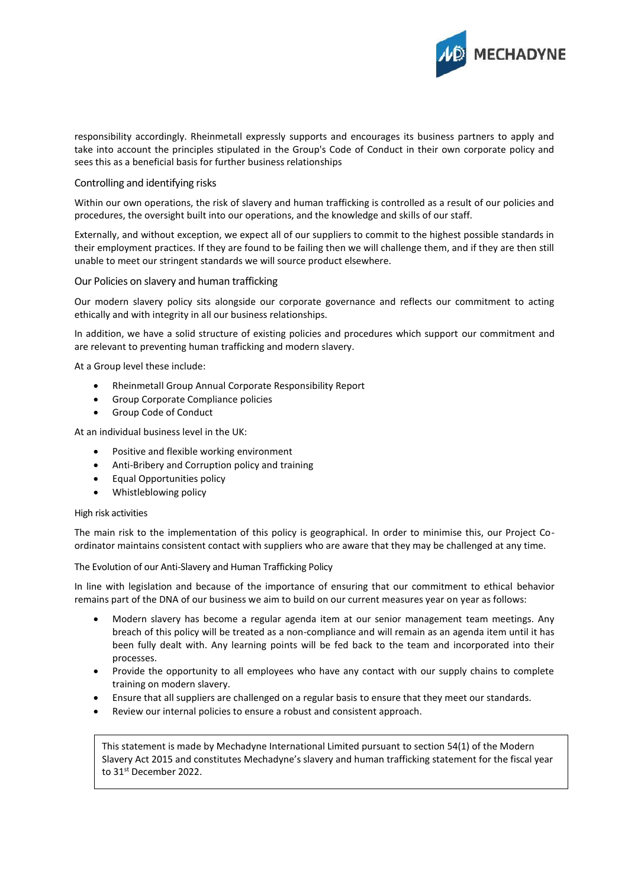responsibility accordingly. Rheinmetall expressly supports and encourages its business partners to apply and take into account the principles stipulated in the Group's Code of Conduct in their own corporate policy and sees this as a beneficial basis for further business relationships

## Controlling and identifying risks

Within our own operations, the risk of slavery and human trafficking is controlled as a result of our policies and procedures, the oversight built into our operations, and the knowledge and skills of our staff.

Externally, and without exception, we expect all of our suppliers to commit to the highest possible standards in their employment practices. If they are found to be failing then we will challenge them, and if they are then still unable to meet our stringent standards we will source product elsewhere.

## Our Policies on slavery and human trafficking

Our modern slavery policy sits alongside our corporate governance and reflects our commitment to acting ethically and with integrity in all our business relationships.

In addition, we have a solid structure of existing policies and procedures which support our commitment and are relevant to preventing human trafficking and modern slavery.

At a Group level these include:

- Rheinmetall Group Annual Corporate Responsibility Report
- Group Corporate Compliance policies
- Group Code of Conduct

At an individual business level in the UK:

- Positive and flexible working environment
- Anti-Bribery and Corruption policy and training
- Equal Opportunities policy
- Whistleblowing policy

### High risk activities

The main risk to the implementation of this policy is geographical. In order to minimise this, our Project Co-ordinator maintains consistent contact with suppliers who are aware that they may be challenged at any time.

### The Evolution of our Anti-Slavery and Human Trafficking Policy

In line with legislation and because of the importance of ensuring that our commitment to ethical behavior remains part of the DNA of our business we aim to build on our current measures year on year as follows:

- Modern slavery has become a regular agenda item at our senior management team meetings. Any breach of this policy will be treated as a non-compliance and will remain as an agenda item until it has been fully dealt with. Any learning points will be fed back to the team and incorporated into their processes.
- Provide the opportunity to all employees who have any contact with our supply chains to complete training on modern slavery.
- Ensure that all suppliers are challenged on a regular basis to ensure that they meet our standards.
- Review our internal policies to ensure a robust and consistent approach.

This statement is made by Mechadyne International Limited pursuant to section 54(1) of the Modern Slavery Act 2015 and constitutes Mechadyne's slavery and human trafficking statement for the fiscal year to 31st December 2022.